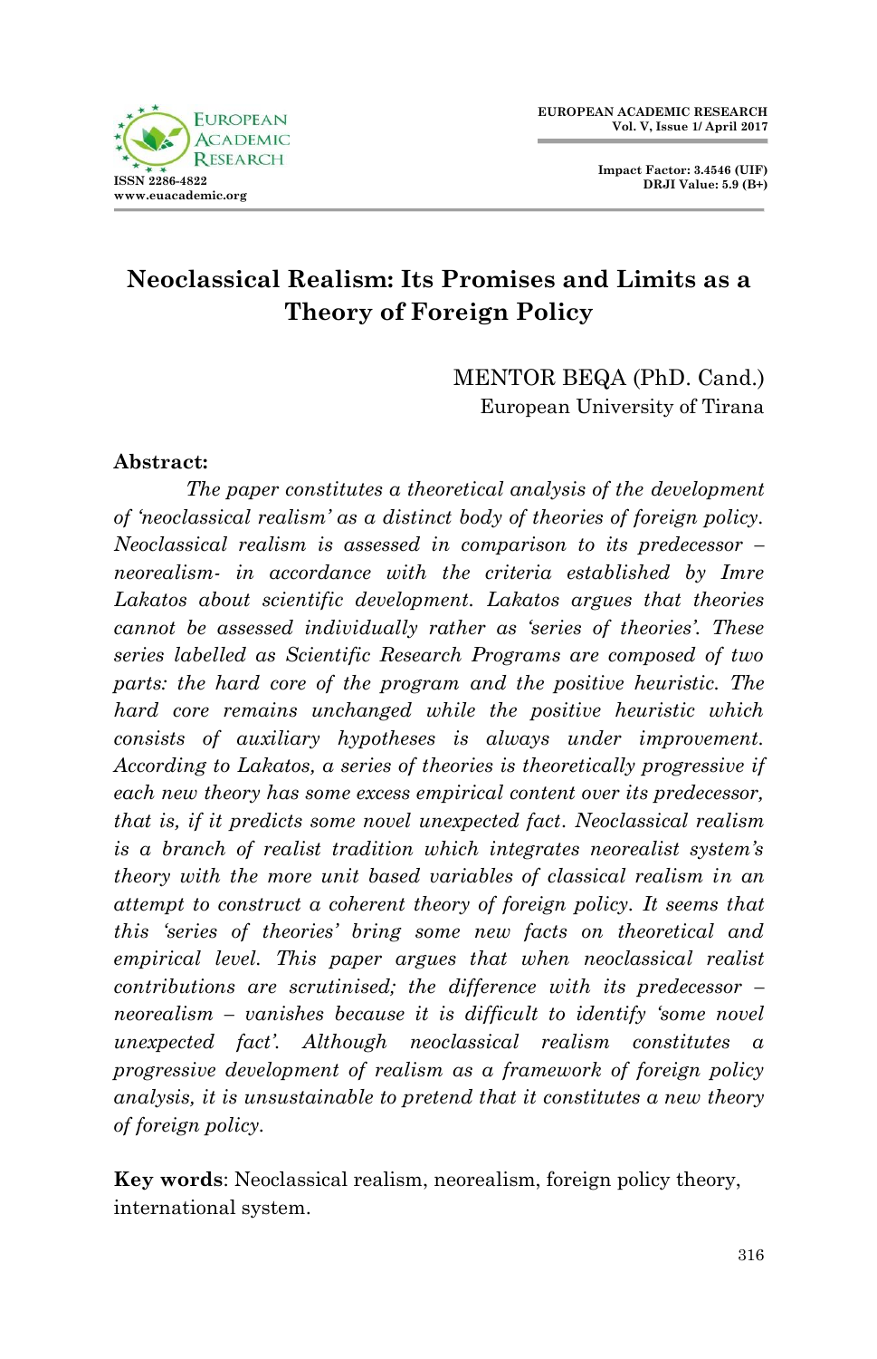# Neoclassical Realism: Its Promises and Limits as a Theory of Foreign Policy

MENTOR BEQA (PhD. Cand.)
European University of Tirana

**Abstract:**

*The paper constitutes a theoretical analysis of the development of 'neoclassical realism' as a distinct body of theories of foreign policy. Neoclassical realism is assessed in comparison to its predecessor – neorealism- in accordance with the criteria established by Imre Lakatos about scientific development. Lakatos argues that theories cannot be assessed individually rather as 'series of theories'. These series labelled as Scientific Research Programs are composed of two parts: the hard core of the program and the positive heuristic. The hard core remains unchanged while the positive heuristic which consists of auxiliary hypotheses is always under improvement. According to Lakatos, a series of theories is theoretically progressive if each new theory has some excess empirical content over its predecessor, that is, if it predicts some novel unexpected fact. Neoclassical realism is a branch of realist tradition which integrates neorealist system's theory with the more unit based variables of classical realism in an attempt to construct a coherent theory of foreign policy. It seems that this 'series of theories' bring some new facts on theoretical and empirical level. This paper argues that when neoclassical realist contributions are scrutinised; the difference with its predecessor – neorealism – vanishes because it is difficult to identify 'some novel unexpected fact'. Although neoclassical realism constitutes a progressive development of realism as a framework of foreign policy analysis, it is unsustainable to pretend that it constitutes a new theory of foreign policy.*

**Key words**: Neoclassical realism, neorealism, foreign policy theory, international system.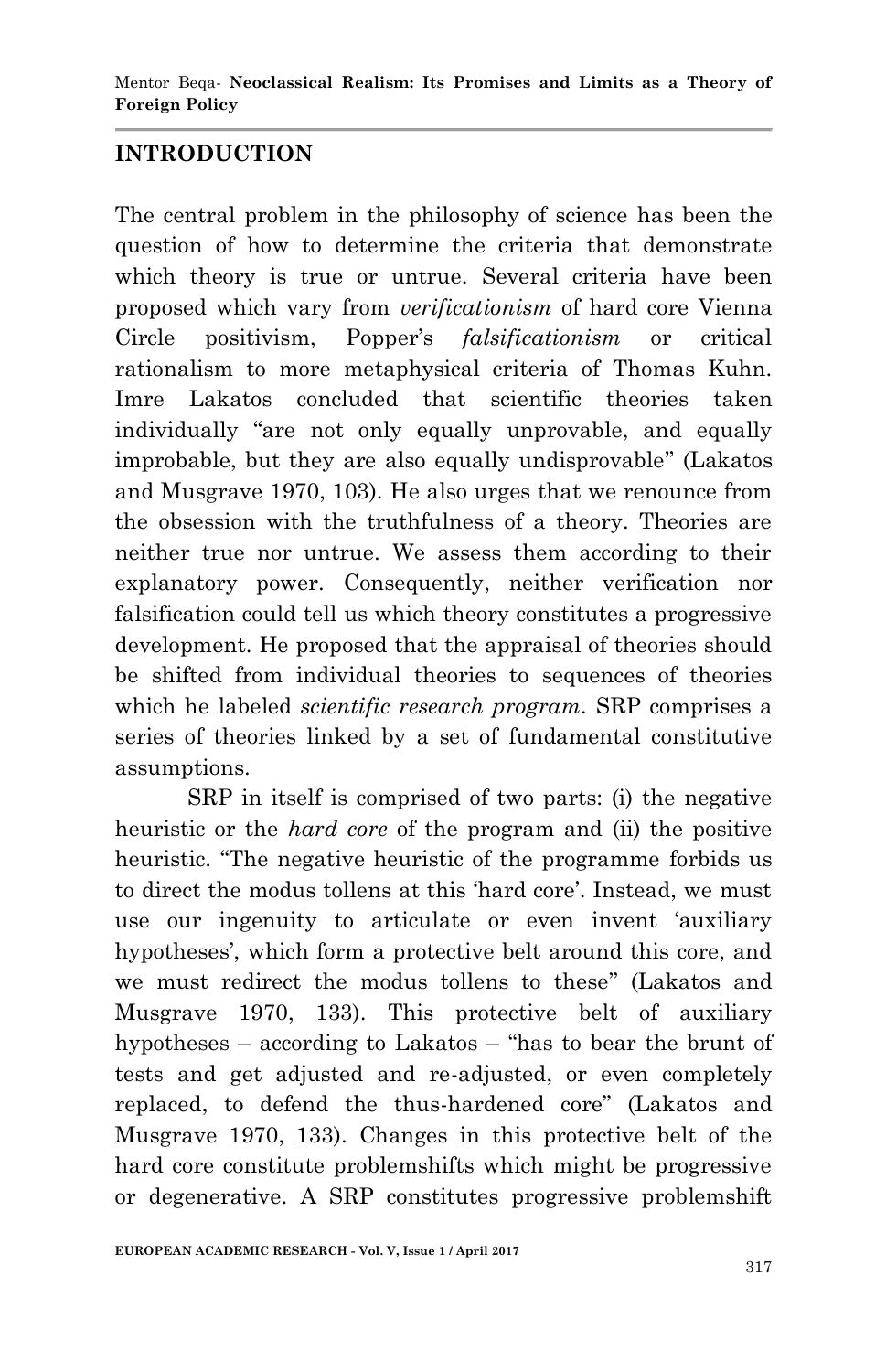## INTRODUCTION

The central problem in the philosophy of science has been the question of how to determine the criteria that demonstrate which theory is true or untrue. Several criteria have been proposed which vary from *verificationism* of hard core Vienna Circle positivism, Popper's *falsificationism* or critical rationalism to more metaphysical criteria of Thomas Kuhn. Imre Lakatos concluded that scientific theories taken individually "are not only equally unprovable, and equally improbable, but they are also equally undisprovable" (Lakatos and Musgrave 1970, 103). He also urges that we renounce from the obsession with the truthfulness of a theory. Theories are neither true nor untrue. We assess them according to their explanatory power. Consequently, neither verification nor falsification could tell us which theory constitutes a progressive development. He proposed that the appraisal of theories should be shifted from individual theories to sequences of theories which he labeled *scientific research program*. SRP comprises a series of theories linked by a set of fundamental constitutive assumptions.

SRP in itself is comprised of two parts: (i) the negative heuristic or the *hard core* of the program and (ii) the positive heuristic. "The negative heuristic of the programme forbids us to direct the modus tollens at this 'hard core'. Instead, we must use our ingenuity to articulate or even invent 'auxiliary hypotheses', which form a protective belt around this core, and we must redirect the modus tollens to these" (Lakatos and Musgrave 1970, 133). This protective belt of auxiliary hypotheses – according to Lakatos – "has to bear the brunt of tests and get adjusted and re-adjusted, or even completely replaced, to defend the thus-hardened core" (Lakatos and Musgrave 1970, 133). Changes in this protective belt of the hard core constitute problemshifts which might be progressive or degenerative. A SRP constitutes progressive problemshift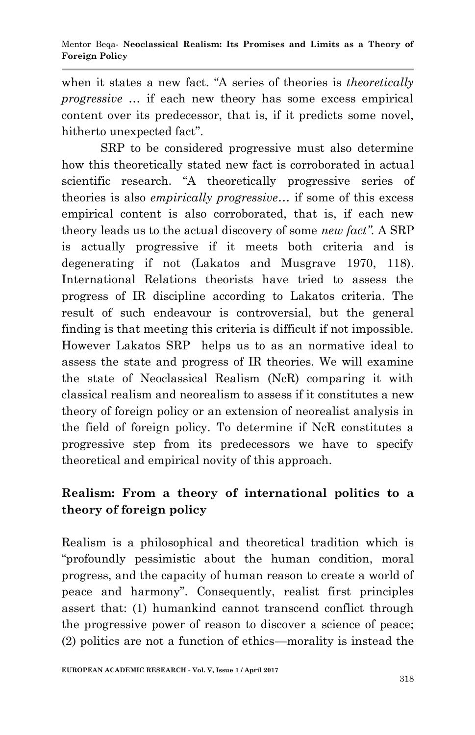when it states a new fact. "A series of theories is *theoretically progressive* … if each new theory has some excess empirical content over its predecessor, that is, if it predicts some novel, hitherto unexpected fact".

SRP to be considered progressive must also determine how this theoretically stated new fact is corroborated in actual scientific research. "A theoretically progressive series of theories is also *empirically progressive*… if some of this excess empirical content is also corroborated, that is, if each new theory leads us to the actual discovery of some *new fact"*. A SRP is actually progressive if it meets both criteria and is degenerating if not (Lakatos and Musgrave 1970, 118). International Relations theorists have tried to assess the progress of IR discipline according to Lakatos criteria. The result of such endeavour is controversial, but the general finding is that meeting this criteria is difficult if not impossible. However Lakatos SRP helps us to as an normative ideal to assess the state and progress of IR theories. We will examine the state of Neoclassical Realism (NcR) comparing it with classical realism and neorealism to assess if it constitutes a new theory of foreign policy or an extension of neorealist analysis in the field of foreign policy. To determine if NcR constitutes a progressive step from its predecessors we have to specify theoretical and empirical novity of this approach.

## Realism: From a theory of international politics to a theory of foreign policy

Realism is a philosophical and theoretical tradition which is "profoundly pessimistic about the human condition, moral progress, and the capacity of human reason to create a world of peace and harmony". Consequently, realist first principles assert that: (1) humankind cannot transcend conflict through the progressive power of reason to discover a science of peace; (2) politics are not a function of ethics—morality is instead the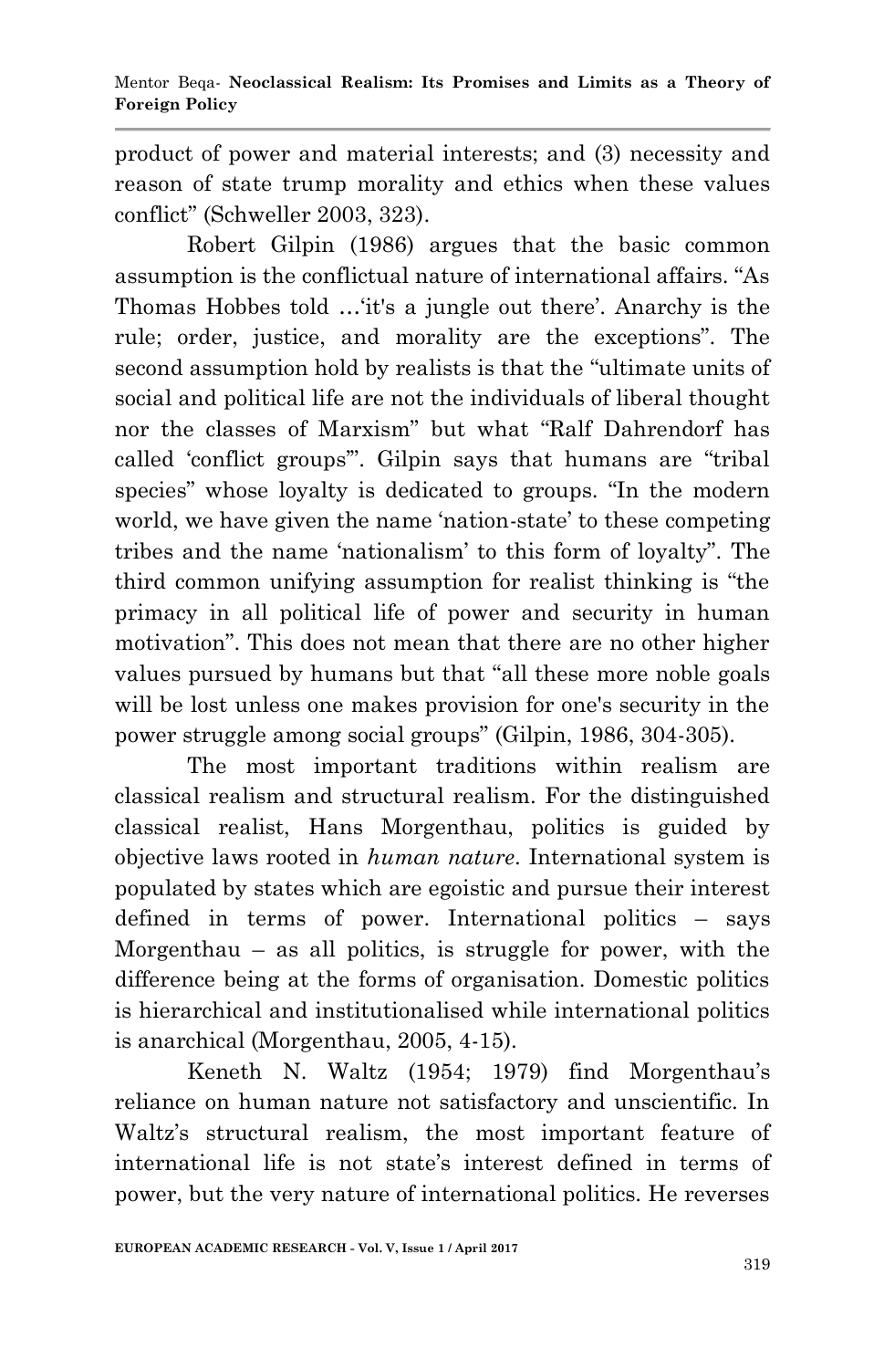product of power and material interests; and (3) necessity and reason of state trump morality and ethics when these values conflict" (Schweller 2003, 323).

Robert Gilpin (1986) argues that the basic common assumption is the conflictual nature of international affairs. "As Thomas Hobbes told …'it's a jungle out there'. Anarchy is the rule; order, justice, and morality are the exceptions". The second assumption hold by realists is that the "ultimate units of social and political life are not the individuals of liberal thought nor the classes of Marxism" but what "Ralf Dahrendorf has called 'conflict groups'". Gilpin says that humans are "tribal species" whose loyalty is dedicated to groups. "In the modern world, we have given the name 'nation-state' to these competing tribes and the name 'nationalism' to this form of loyalty". The third common unifying assumption for realist thinking is "the primacy in all political life of power and security in human motivation". This does not mean that there are no other higher values pursued by humans but that "all these more noble goals will be lost unless one makes provision for one's security in the power struggle among social groups" (Gilpin, 1986, 304-305).

The most important traditions within realism are classical realism and structural realism. For the distinguished classical realist, Hans Morgenthau, politics is guided by objective laws rooted in *human nature*. International system is populated by states which are egoistic and pursue their interest defined in terms of power. International politics – says Morgenthau – as all politics, is struggle for power, with the difference being at the forms of organisation. Domestic politics is hierarchical and institutionalised while international politics is anarchical (Morgenthau, 2005, 4-15).

Keneth N. Waltz (1954; 1979) find Morgenthau's reliance on human nature not satisfactory and unscientific. In Waltz's structural realism, the most important feature of international life is not state's interest defined in terms of power, but the very nature of international politics. He reverses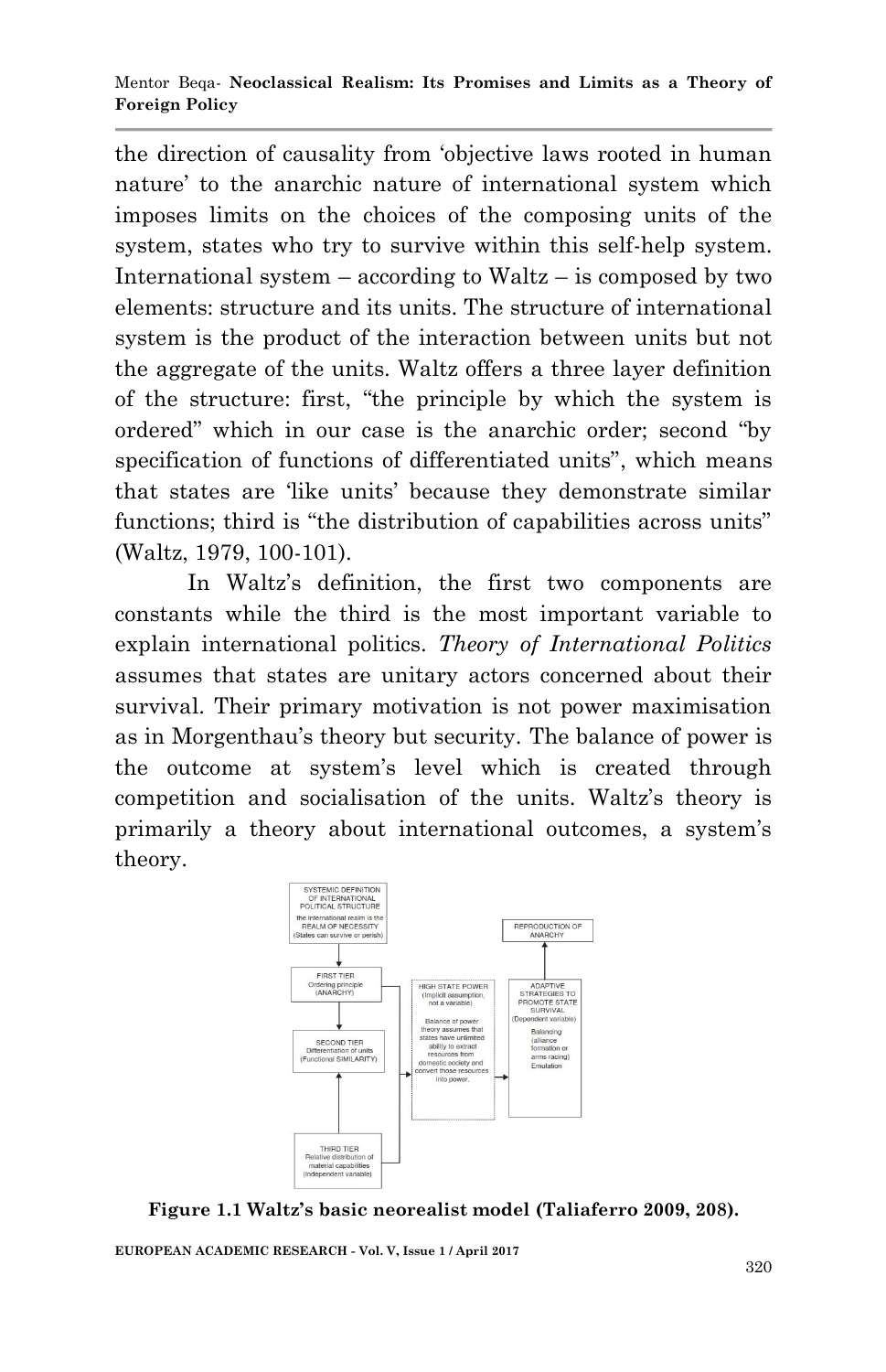the direction of causality from 'objective laws rooted in human nature' to the anarchic nature of international system which imposes limits on the choices of the composing units of the system, states who try to survive within this self-help system. International system – according to Waltz – is composed by two elements: structure and its units. The structure of international system is the product of the interaction between units but not the aggregate of the units. Waltz offers a three layer definition of the structure: first, "the principle by which the system is ordered" which in our case is the anarchic order; second "by specification of functions of differentiated units", which means that states are 'like units' because they demonstrate similar functions; third is "the distribution of capabilities across units" (Waltz, 1979, 100-101).

In Waltz's definition, the first two components are constants while the third is the most important variable to explain international politics. *Theory of International Politics* assumes that states are unitary actors concerned about their survival. Their primary motivation is not power maximisation as in Morgenthau's theory but security. The balance of power is the outcome at system's level which is created through competition and socialisation of the units. Waltz's theory is primarily a theory about international outcomes, a system's theory.

SYSTEMIC DEFINITION OF INTERNATIONAL POLITICAL STRUCTURE
the international realm is the REALM OF NECESSITY (States can survive or perish)

FIRST TIER
Ordering principle (ANARCHY)

SECOND TIER
Differentiation of units (Functional SIMILARITY)

THIRD TIER
Relative distribution of material capabilities (Independent variable)

HIGH STATE POWER (Implicit assumption, not a variable)
Balance of power theory assumes that states have unlimited ability to extract resources from domestic society and convert those resources into power.

ADAPTIVE STRATEGIES TO PROMOTE STATE SURVIVAL (Dependent variable)
Balancing (alliance formation or arms racing)
Emulation

REPRODUCTION OF ANARCHY

**Figure 1.1 Waltz's basic neorealist model (Taliaferro 2009, 208).**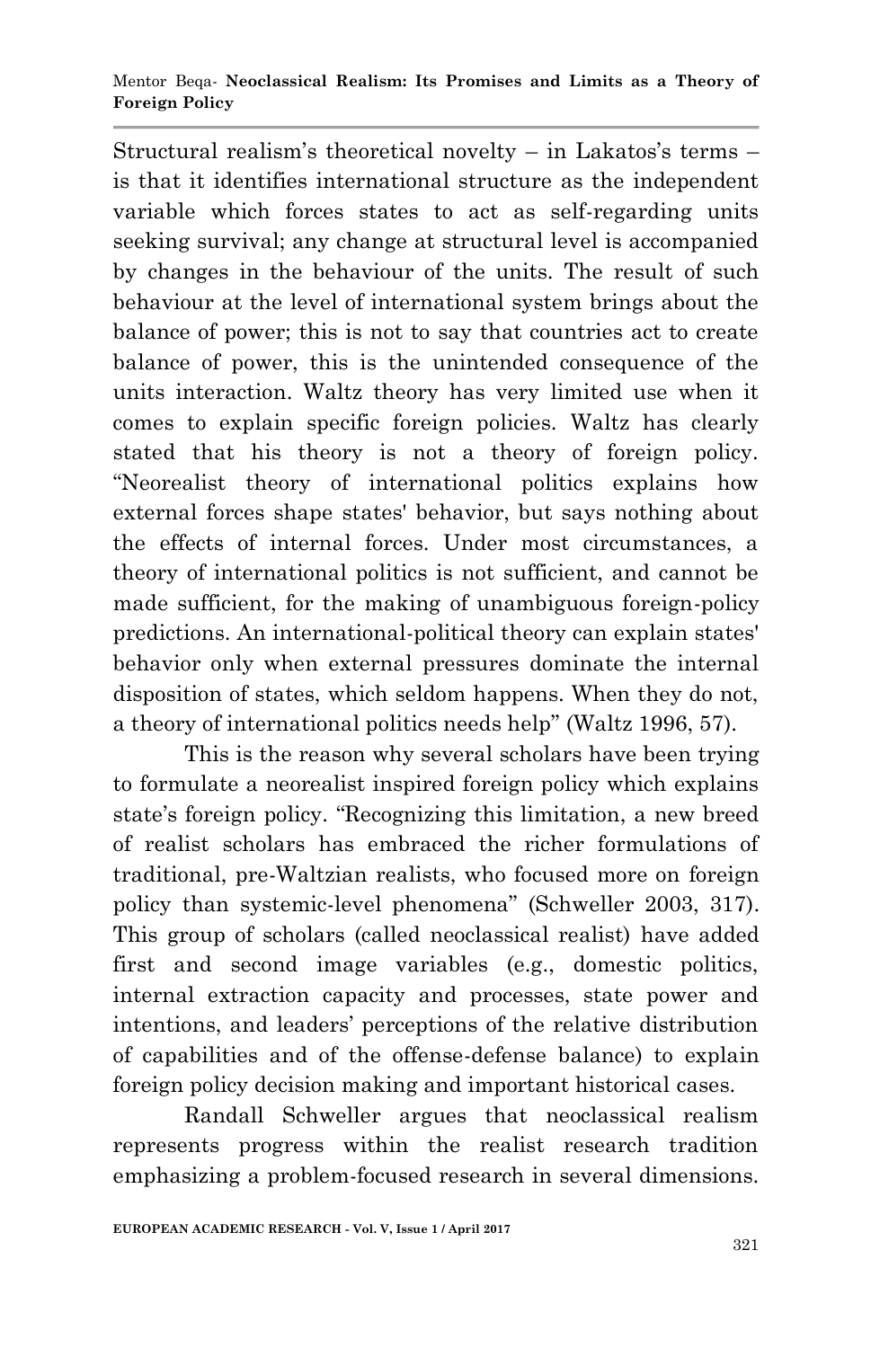Structural realism's theoretical novelty – in Lakatos's terms – is that it identifies international structure as the independent variable which forces states to act as self-regarding units seeking survival; any change at structural level is accompanied by changes in the behaviour of the units. The result of such behaviour at the level of international system brings about the balance of power; this is not to say that countries act to create balance of power, this is the unintended consequence of the units interaction. Waltz theory has very limited use when it comes to explain specific foreign policies. Waltz has clearly stated that his theory is not a theory of foreign policy. "Neorealist theory of international politics explains how external forces shape states' behavior, but says nothing about the effects of internal forces. Under most circumstances, a theory of international politics is not sufficient, and cannot be made sufficient, for the making of unambiguous foreign-policy predictions. An international-political theory can explain states' behavior only when external pressures dominate the internal disposition of states, which seldom happens. When they do not, a theory of international politics needs help" (Waltz 1996, 57).

This is the reason why several scholars have been trying to formulate a neorealist inspired foreign policy which explains state's foreign policy. "Recognizing this limitation, a new breed of realist scholars has embraced the richer formulations of traditional, pre-Waltzian realists, who focused more on foreign policy than systemic-level phenomena" (Schweller 2003, 317). This group of scholars (called neoclassical realist) have added first and second image variables (e.g., domestic politics, internal extraction capacity and processes, state power and intentions, and leaders' perceptions of the relative distribution of capabilities and of the offense-defense balance) to explain foreign policy decision making and important historical cases.

Randall Schweller argues that neoclassical realism represents progress within the realist research tradition emphasizing a problem-focused research in several dimensions.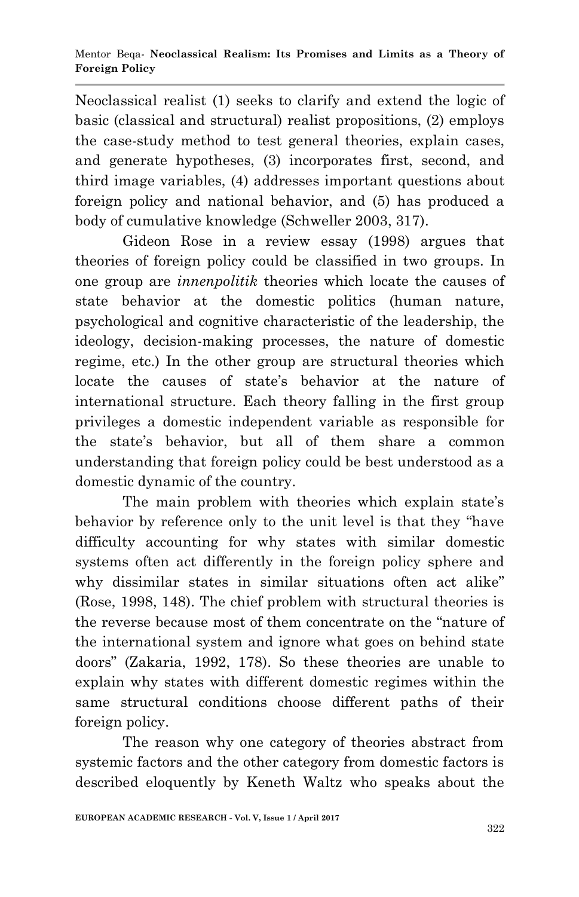Neoclassical realist (1) seeks to clarify and extend the logic of basic (classical and structural) realist propositions, (2) employs the case-study method to test general theories, explain cases, and generate hypotheses, (3) incorporates first, second, and third image variables, (4) addresses important questions about foreign policy and national behavior, and (5) has produced a body of cumulative knowledge (Schweller 2003, 317).

Gideon Rose in a review essay (1998) argues that theories of foreign policy could be classified in two groups. In one group are *innenpolitik* theories which locate the causes of state behavior at the domestic politics (human nature, psychological and cognitive characteristic of the leadership, the ideology, decision-making processes, the nature of domestic regime, etc.) In the other group are structural theories which locate the causes of state's behavior at the nature of international structure. Each theory falling in the first group privileges a domestic independent variable as responsible for the state's behavior, but all of them share a common understanding that foreign policy could be best understood as a domestic dynamic of the country.

The main problem with theories which explain state's behavior by reference only to the unit level is that they "have difficulty accounting for why states with similar domestic systems often act differently in the foreign policy sphere and why dissimilar states in similar situations often act alike" (Rose, 1998, 148). The chief problem with structural theories is the reverse because most of them concentrate on the "nature of the international system and ignore what goes on behind state doors" (Zakaria, 1992, 178). So these theories are unable to explain why states with different domestic regimes within the same structural conditions choose different paths of their foreign policy.

The reason why one category of theories abstract from systemic factors and the other category from domestic factors is described eloquently by Keneth Waltz who speaks about the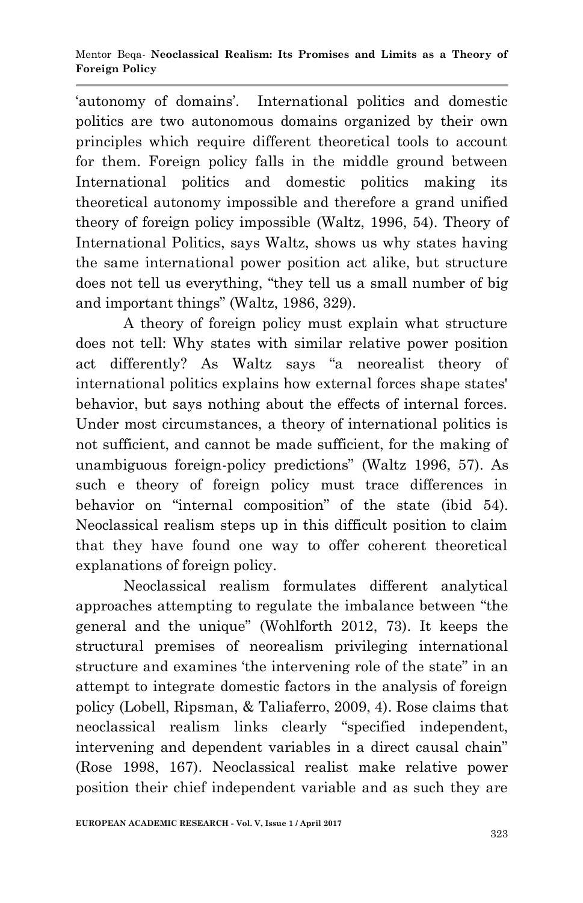'autonomy of domains'. International politics and domestic politics are two autonomous domains organized by their own principles which require different theoretical tools to account for them. Foreign policy falls in the middle ground between International politics and domestic politics making its theoretical autonomy impossible and therefore a grand unified theory of foreign policy impossible (Waltz, 1996, 54). Theory of International Politics, says Waltz, shows us why states having the same international power position act alike, but structure does not tell us everything, "they tell us a small number of big and important things" (Waltz, 1986, 329).

A theory of foreign policy must explain what structure does not tell: Why states with similar relative power position act differently? As Waltz says "a neorealist theory of international politics explains how external forces shape states' behavior, but says nothing about the effects of internal forces. Under most circumstances, a theory of international politics is not sufficient, and cannot be made sufficient, for the making of unambiguous foreign-policy predictions" (Waltz 1996, 57). As such e theory of foreign policy must trace differences in behavior on "internal composition" of the state (ibid 54). Neoclassical realism steps up in this difficult position to claim that they have found one way to offer coherent theoretical explanations of foreign policy.

Neoclassical realism formulates different analytical approaches attempting to regulate the imbalance between "the general and the unique" (Wohlforth 2012, 73). It keeps the structural premises of neorealism privileging international structure and examines 'the intervening role of the state" in an attempt to integrate domestic factors in the analysis of foreign policy (Lobell, Ripsman, & Taliaferro, 2009, 4). Rose claims that neoclassical realism links clearly "specified independent, intervening and dependent variables in a direct causal chain" (Rose 1998, 167). Neoclassical realist make relative power position their chief independent variable and as such they are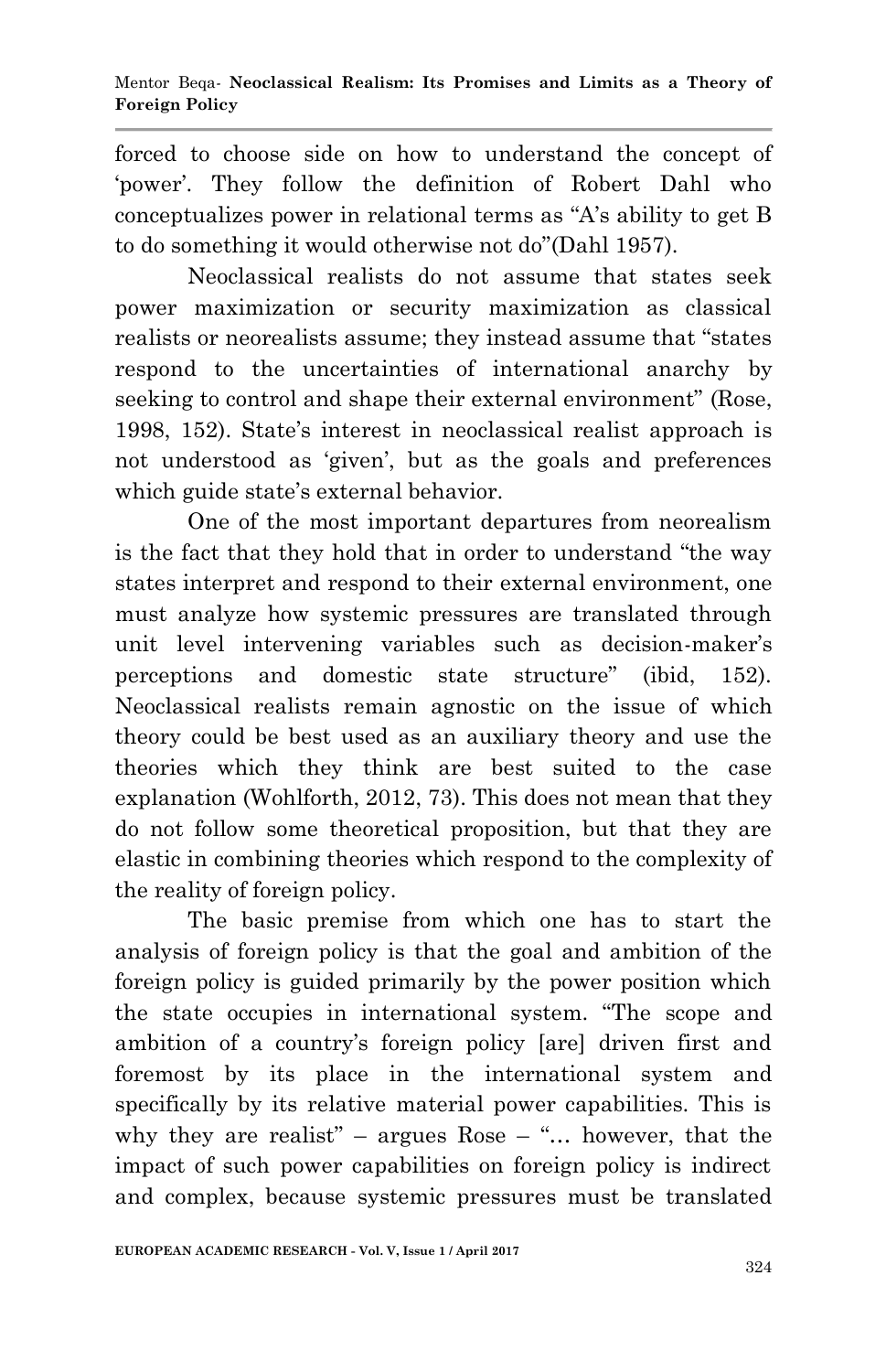forced to choose side on how to understand the concept of 'power'. They follow the definition of Robert Dahl who conceptualizes power in relational terms as "A's ability to get B to do something it would otherwise not do"(Dahl 1957).

Neoclassical realists do not assume that states seek power maximization or security maximization as classical realists or neorealists assume; they instead assume that "states respond to the uncertainties of international anarchy by seeking to control and shape their external environment" (Rose, 1998, 152). State's interest in neoclassical realist approach is not understood as 'given', but as the goals and preferences which guide state's external behavior.

One of the most important departures from neorealism is the fact that they hold that in order to understand "the way states interpret and respond to their external environment, one must analyze how systemic pressures are translated through unit level intervening variables such as decision-maker's perceptions and domestic state structure" (ibid, 152). Neoclassical realists remain agnostic on the issue of which theory could be best used as an auxiliary theory and use the theories which they think are best suited to the case explanation (Wohlforth, 2012, 73). This does not mean that they do not follow some theoretical proposition, but that they are elastic in combining theories which respond to the complexity of the reality of foreign policy.

The basic premise from which one has to start the analysis of foreign policy is that the goal and ambition of the foreign policy is guided primarily by the power position which the state occupies in international system. "The scope and ambition of a country's foreign policy [are] driven first and foremost by its place in the international system and specifically by its relative material power capabilities. This is why they are realist" – argues Rose – "… however, that the impact of such power capabilities on foreign policy is indirect and complex, because systemic pressures must be translated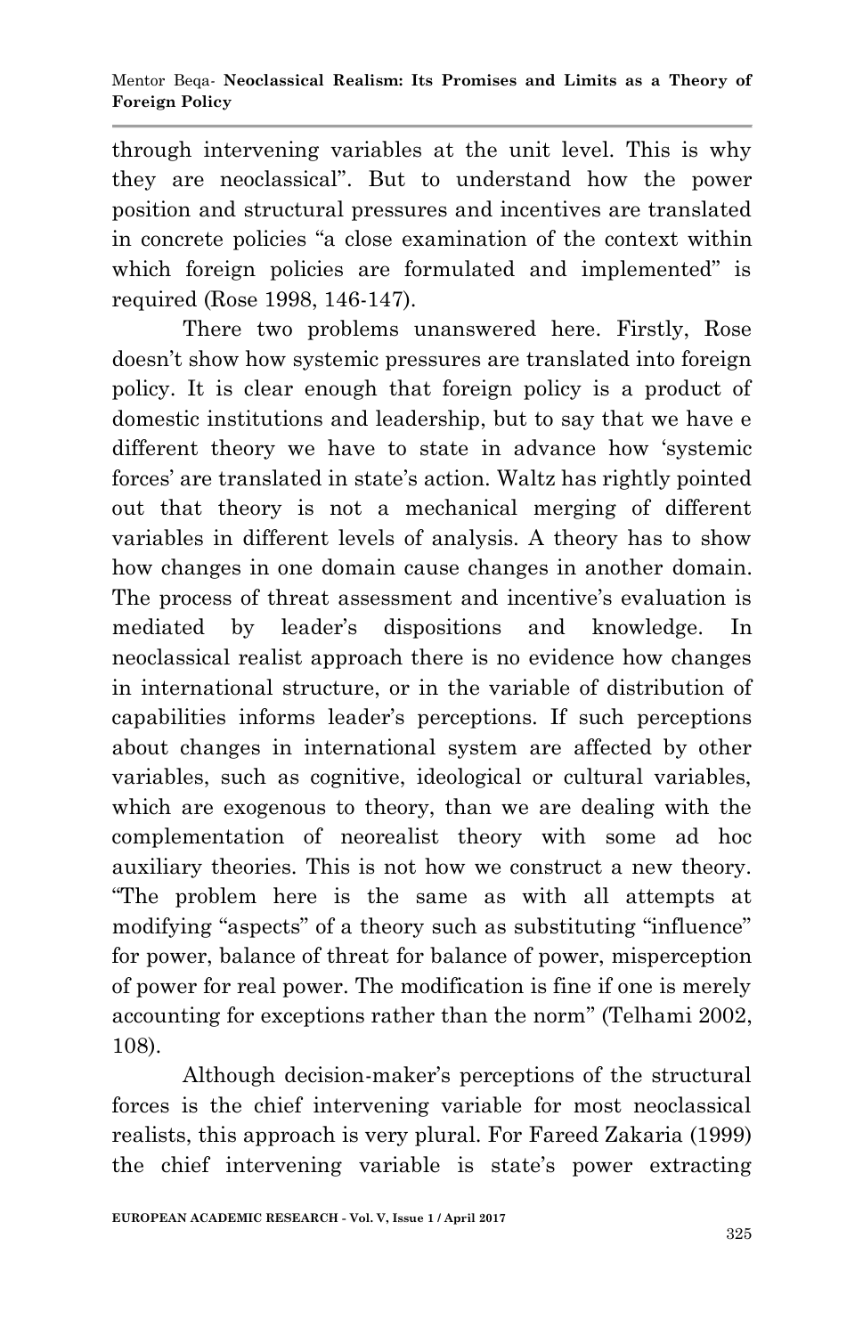through intervening variables at the unit level. This is why they are neoclassical". But to understand how the power position and structural pressures and incentives are translated in concrete policies "a close examination of the context within which foreign policies are formulated and implemented" is required (Rose 1998, 146-147).

There two problems unanswered here. Firstly, Rose doesn't show how systemic pressures are translated into foreign policy. It is clear enough that foreign policy is a product of domestic institutions and leadership, but to say that we have e different theory we have to state in advance how 'systemic forces' are translated in state's action. Waltz has rightly pointed out that theory is not a mechanical merging of different variables in different levels of analysis. A theory has to show how changes in one domain cause changes in another domain. The process of threat assessment and incentive's evaluation is mediated by leader's dispositions and knowledge. In neoclassical realist approach there is no evidence how changes in international structure, or in the variable of distribution of capabilities informs leader's perceptions. If such perceptions about changes in international system are affected by other variables, such as cognitive, ideological or cultural variables, which are exogenous to theory, than we are dealing with the complementation of neorealist theory with some ad hoc auxiliary theories. This is not how we construct a new theory. "The problem here is the same as with all attempts at modifying "aspects" of a theory such as substituting "influence" for power, balance of threat for balance of power, misperception of power for real power. The modification is fine if one is merely accounting for exceptions rather than the norm" (Telhami 2002, 108).

Although decision-maker's perceptions of the structural forces is the chief intervening variable for most neoclassical realists, this approach is very plural. For Fareed Zakaria (1999) the chief intervening variable is state's power extracting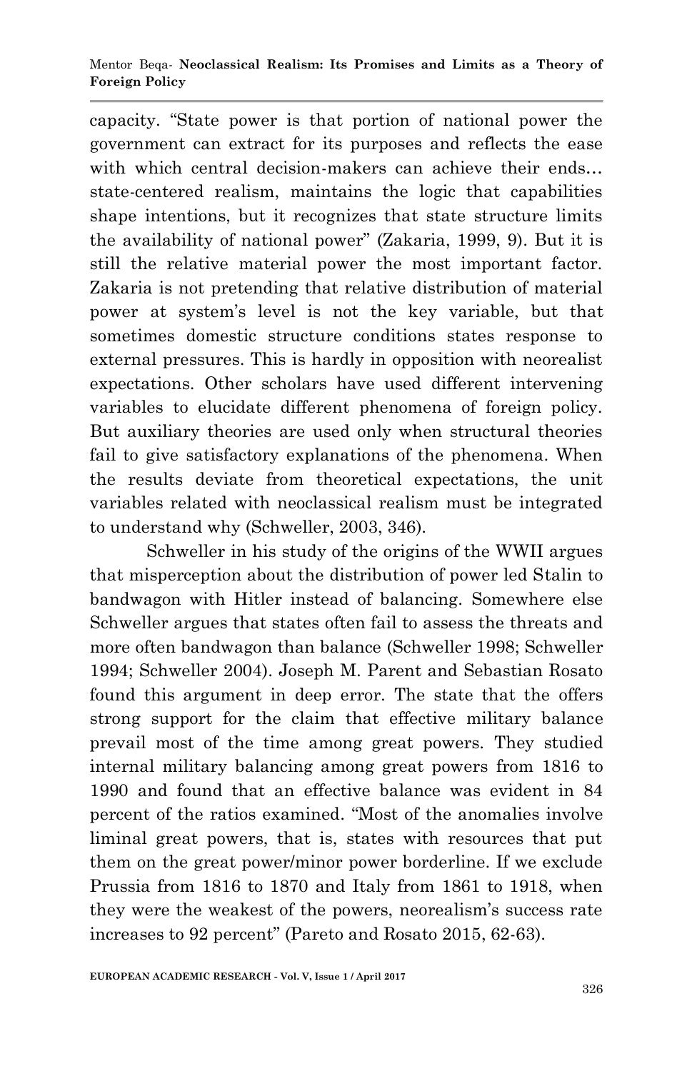capacity. "State power is that portion of national power the government can extract for its purposes and reflects the ease with which central decision-makers can achieve their ends… state-centered realism, maintains the logic that capabilities shape intentions, but it recognizes that state structure limits the availability of national power" (Zakaria, 1999, 9). But it is still the relative material power the most important factor. Zakaria is not pretending that relative distribution of material power at system's level is not the key variable, but that sometimes domestic structure conditions states response to external pressures. This is hardly in opposition with neorealist expectations. Other scholars have used different intervening variables to elucidate different phenomena of foreign policy. But auxiliary theories are used only when structural theories fail to give satisfactory explanations of the phenomena. When the results deviate from theoretical expectations, the unit variables related with neoclassical realism must be integrated to understand why (Schweller, 2003, 346).

Schweller in his study of the origins of the WWII argues that misperception about the distribution of power led Stalin to bandwagon with Hitler instead of balancing. Somewhere else Schweller argues that states often fail to assess the threats and more often bandwagon than balance (Schweller 1998; Schweller 1994; Schweller 2004). Joseph M. Parent and Sebastian Rosato found this argument in deep error. The state that the offers strong support for the claim that effective military balance prevail most of the time among great powers. They studied internal military balancing among great powers from 1816 to 1990 and found that an effective balance was evident in 84 percent of the ratios examined. "Most of the anomalies involve liminal great powers, that is, states with resources that put them on the great power/minor power borderline. If we exclude Prussia from 1816 to 1870 and Italy from 1861 to 1918, when they were the weakest of the powers, neorealism's success rate increases to 92 percent" (Pareto and Rosato 2015, 62-63).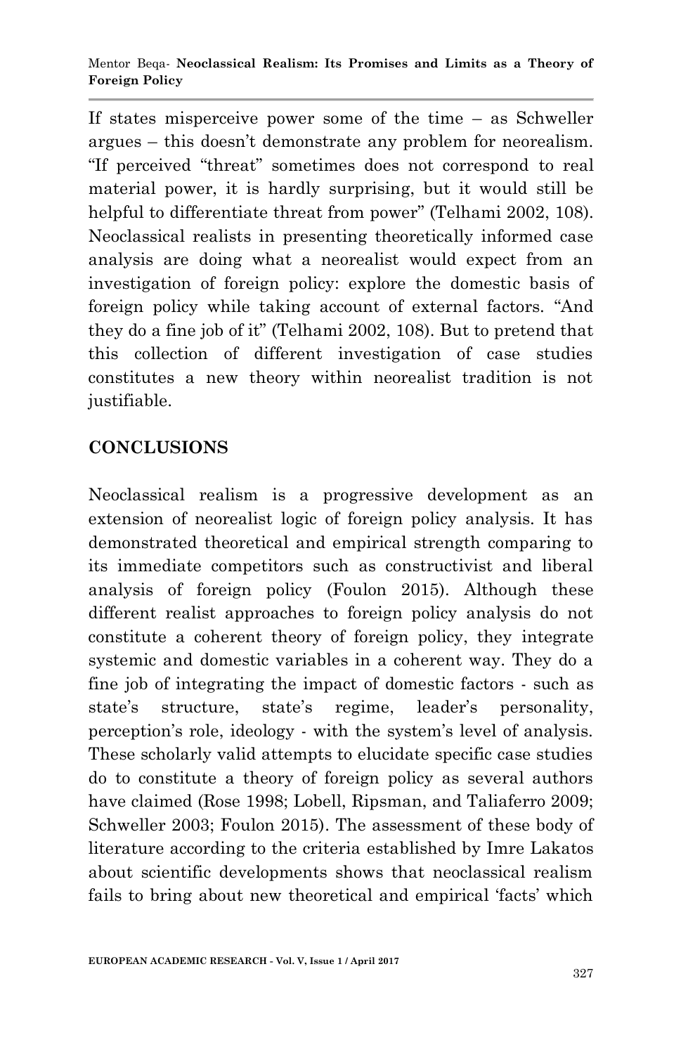If states misperceive power some of the time – as Schweller argues – this doesn't demonstrate any problem for neorealism. "If perceived "threat" sometimes does not correspond to real material power, it is hardly surprising, but it would still be helpful to differentiate threat from power" (Telhami 2002, 108). Neoclassical realists in presenting theoretically informed case analysis are doing what a neorealist would expect from an investigation of foreign policy: explore the domestic basis of foreign policy while taking account of external factors. "And they do a fine job of it" (Telhami 2002, 108). But to pretend that this collection of different investigation of case studies constitutes a new theory within neorealist tradition is not justifiable.

## CONCLUSIONS

Neoclassical realism is a progressive development as an extension of neorealist logic of foreign policy analysis. It has demonstrated theoretical and empirical strength comparing to its immediate competitors such as constructivist and liberal analysis of foreign policy (Foulon 2015). Although these different realist approaches to foreign policy analysis do not constitute a coherent theory of foreign policy, they integrate systemic and domestic variables in a coherent way. They do a fine job of integrating the impact of domestic factors - such as state's structure, state's regime, leader's personality, perception's role, ideology - with the system's level of analysis. These scholarly valid attempts to elucidate specific case studies do to constitute a theory of foreign policy as several authors have claimed (Rose 1998; Lobell, Ripsman, and Taliaferro 2009; Schweller 2003; Foulon 2015). The assessment of these body of literature according to the criteria established by Imre Lakatos about scientific developments shows that neoclassical realism fails to bring about new theoretical and empirical 'facts' which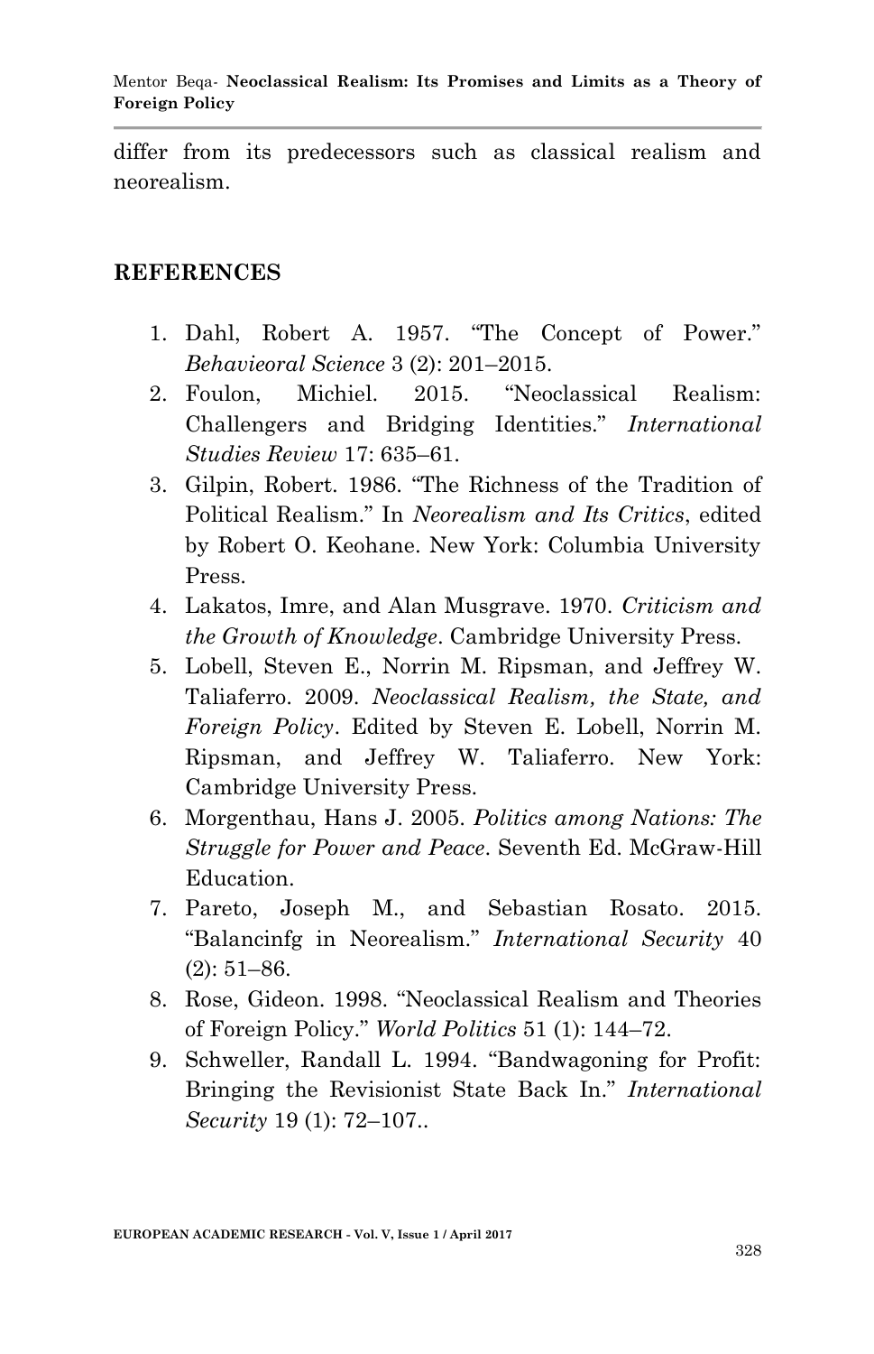differ from its predecessors such as classical realism and neorealism.

## REFERENCES

1. Dahl, Robert A. 1957. "The Concept of Power." *Behavieoral Science* 3 (2): 201–2015.
2. Foulon, Michiel. 2015. "Neoclassical Realism: Challengers and Bridging Identities." *International Studies Review* 17: 635–61.
3. Gilpin, Robert. 1986. "The Richness of the Tradition of Political Realism." In *Neorealism and Its Critics*, edited by Robert O. Keohane. New York: Columbia University Press.
4. Lakatos, Imre, and Alan Musgrave. 1970. *Criticism and the Growth of Knowledge*. Cambridge University Press.
5. Lobell, Steven E., Norrin M. Ripsman, and Jeffrey W. Taliaferro. 2009. *Neoclassical Realism, the State, and Foreign Policy*. Edited by Steven E. Lobell, Norrin M. Ripsman, and Jeffrey W. Taliaferro. New York: Cambridge University Press.
6. Morgenthau, Hans J. 2005. *Politics among Nations: The Struggle for Power and Peace*. Seventh Ed. McGraw-Hill Education.
7. Pareto, Joseph M., and Sebastian Rosato. 2015. "Balancinfg in Neorealism." *International Security* 40 (2): 51–86.
8. Rose, Gideon. 1998. "Neoclassical Realism and Theories of Foreign Policy." *World Politics* 51 (1): 144–72.
9. Schweller, Randall L. 1994. "Bandwagoning for Profit: Bringing the Revisionist State Back In." *International Security* 19 (1): 72–107..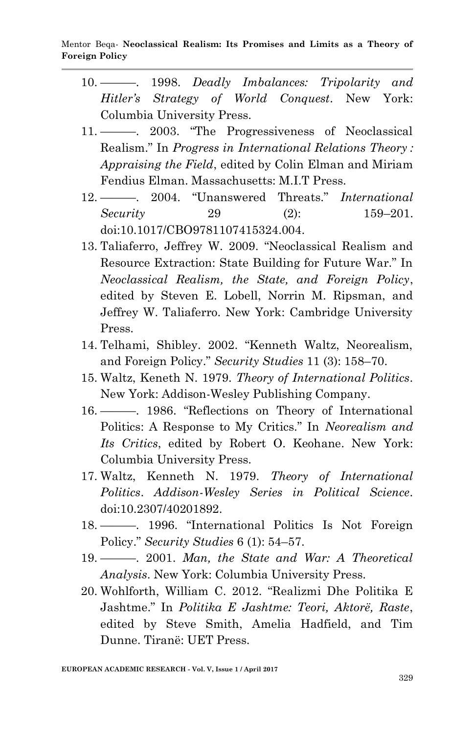10. ———. 1998. *Deadly Imbalances: Tripolarity and Hitler's Strategy of World Conquest*. New York: Columbia University Press.
11. ———. 2003. "The Progressiveness of Neoclassical Realism." In *Progress in International Relations Theory : Appraising the Field*, edited by Colin Elman and Miriam Fendius Elman. Massachusetts: M.I.T Press.
12. ———. 2004. "Unanswered Threats." *International Security* 29 (2): 159–201. doi:10.1017/CBO9781107415324.004.
13. Taliaferro, Jeffrey W. 2009. "Neoclassical Realism and Resource Extraction: State Building for Future War." In *Neoclassical Realism, the State, and Foreign Policy*, edited by Steven E. Lobell, Norrin M. Ripsman, and Jeffrey W. Taliaferro. New York: Cambridge University Press.
14. Telhami, Shibley. 2002. "Kenneth Waltz, Neorealism, and Foreign Policy." *Security Studies* 11 (3): 158–70.
15. Waltz, Keneth N. 1979. *Theory of International Politics*. New York: Addison-Wesley Publishing Company.
16. ———. 1986. "Reflections on Theory of International Politics: A Response to My Critics." In *Neorealism and Its Critics*, edited by Robert O. Keohane. New York: Columbia University Press.
17. Waltz, Kenneth N. 1979. *Theory of International Politics*. *Addison-Wesley Series in Political Science*. doi:10.2307/40201892.
18. ———. 1996. "International Politics Is Not Foreign Policy." *Security Studies* 6 (1): 54–57.
19. ———. 2001. *Man, the State and War: A Theoretical Analysis*. New York: Columbia University Press.
20. Wohlforth, William C. 2012. "Realizmi Dhe Politika E Jashtme." In *Politika E Jashtme: Teori, Aktorë, Raste*, edited by Steve Smith, Amelia Hadfield, and Tim Dunne. Tiranë: UET Press.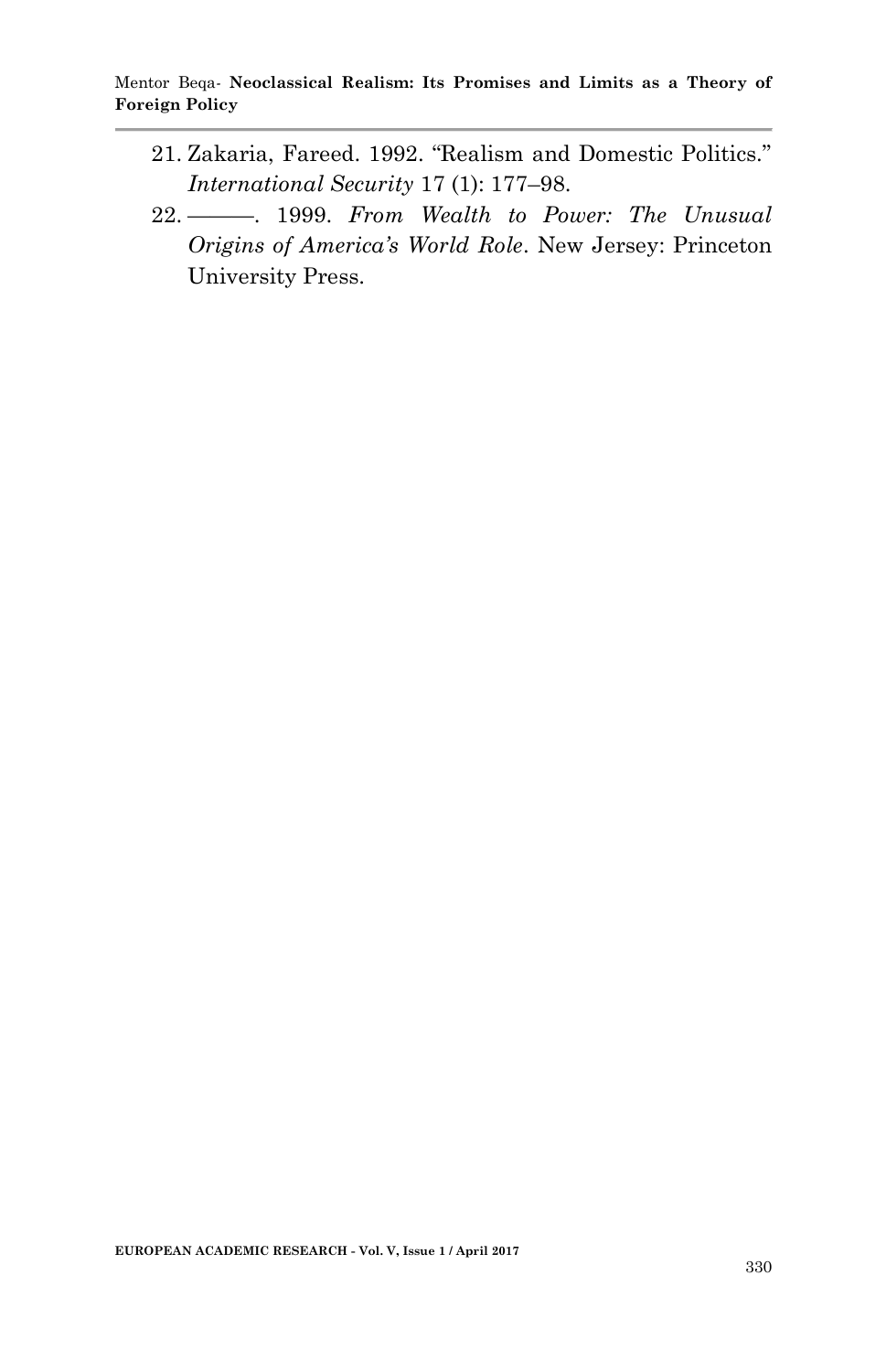21. Zakaria, Fareed. 1992. "Realism and Domestic Politics." *International Security* 17 (1): 177–98.
22. ———. 1999. *From Wealth to Power: The Unusual Origins of America's World Role*. New Jersey: Princeton University Press.